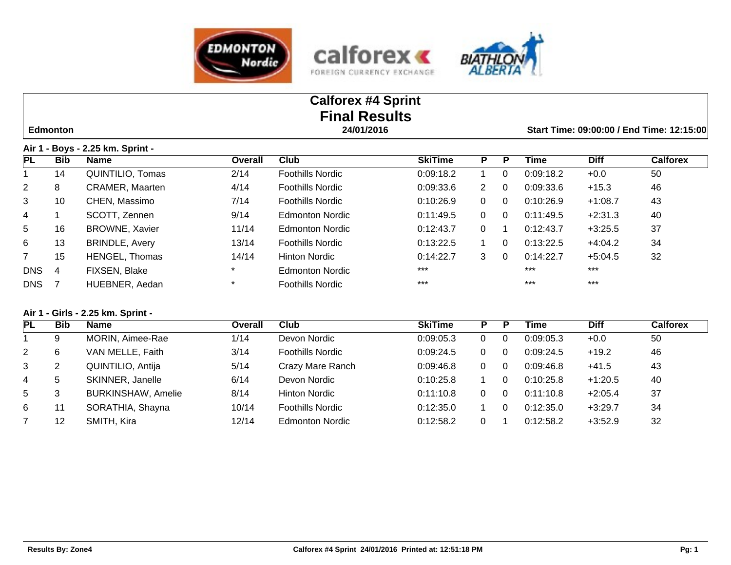# Calforex #4 Sprint
## Final Results

**Edmonton** — **24/01/2016** — **Start Time: 09:00:00 / End Time: 12:15:00**

### Air 1 - Boys - 2.25 km. Sprint -

| PL | Bib | Name | Overall | Club | SkiTime | P | P | Time | Diff | Calforex |
|---|---|---|---|---|---|---|---|---|---|---|
| 1 | 14 | QUINTILIO, Tomas | 2/14 | Foothills Nordic | 0:09:18.2 | 1 | 0 | 0:09:18.2 | +0.0 | 50 |
| 2 | 8 | CRAMER, Maarten | 4/14 | Foothills Nordic | 0:09:33.6 | 2 | 0 | 0:09:33.6 | +15.3 | 46 |
| 3 | 10 | CHEN, Massimo | 7/14 | Foothills Nordic | 0:10:26.9 | 0 | 0 | 0:10:26.9 | +1:08.7 | 43 |
| 4 | 1 | SCOTT, Zennen | 9/14 | Edmonton Nordic | 0:11:49.5 | 0 | 0 | 0:11:49.5 | +2:31.3 | 40 |
| 5 | 16 | BROWNE, Xavier | 11/14 | Edmonton Nordic | 0:12:43.7 | 0 | 1 | 0:12:43.7 | +3:25.5 | 37 |
| 6 | 13 | BRINDLE, Avery | 13/14 | Foothills Nordic | 0:13:22.5 | 1 | 0 | 0:13:22.5 | +4:04.2 | 34 |
| 7 | 15 | HENGEL, Thomas | 14/14 | Hinton Nordic | 0:14:22.7 | 3 | 0 | 0:14:22.7 | +5:04.5 | 32 |
| DNS | 4 | FIXSEN, Blake | * | Edmonton Nordic | *** | | | *** | *** | |
| DNS | 7 | HUEBNER, Aedan | * | Foothills Nordic | *** | | | *** | *** | |

### Air 1 - Girls - 2.25 km. Sprint -

| PL | Bib | Name | Overall | Club | SkiTime | P | P | Time | Diff | Calforex |
|---|---|---|---|---|---|---|---|---|---|---|
| 1 | 9 | MORIN, Aimee-Rae | 1/14 | Devon Nordic | 0:09:05.3 | 0 | 0 | 0:09:05.3 | +0.0 | 50 |
| 2 | 6 | VAN MELLE, Faith | 3/14 | Foothills Nordic | 0:09:24.5 | 0 | 0 | 0:09:24.5 | +19.2 | 46 |
| 3 | 2 | QUINTILIO, Antija | 5/14 | Crazy Mare Ranch | 0:09:46.8 | 0 | 0 | 0:09:46.8 | +41.5 | 43 |
| 4 | 5 | SKINNER, Janelle | 6/14 | Devon Nordic | 0:10:25.8 | 1 | 0 | 0:10:25.8 | +1:20.5 | 40 |
| 5 | 3 | BURKINSHAW, Amelie | 8/14 | Hinton Nordic | 0:11:10.8 | 0 | 0 | 0:11:10.8 | +2:05.4 | 37 |
| 6 | 11 | SORATHIA, Shayna | 10/14 | Foothills Nordic | 0:12:35.0 | 1 | 0 | 0:12:35.0 | +3:29.7 | 34 |
| 7 | 12 | SMITH, Kira | 12/14 | Edmonton Nordic | 0:12:58.2 | 0 | 1 | 0:12:58.2 | +3:52.9 | 32 |

Results By: Zone4 — Calforex #4 Sprint 24/01/2016 Printed at: 12:51:18 PM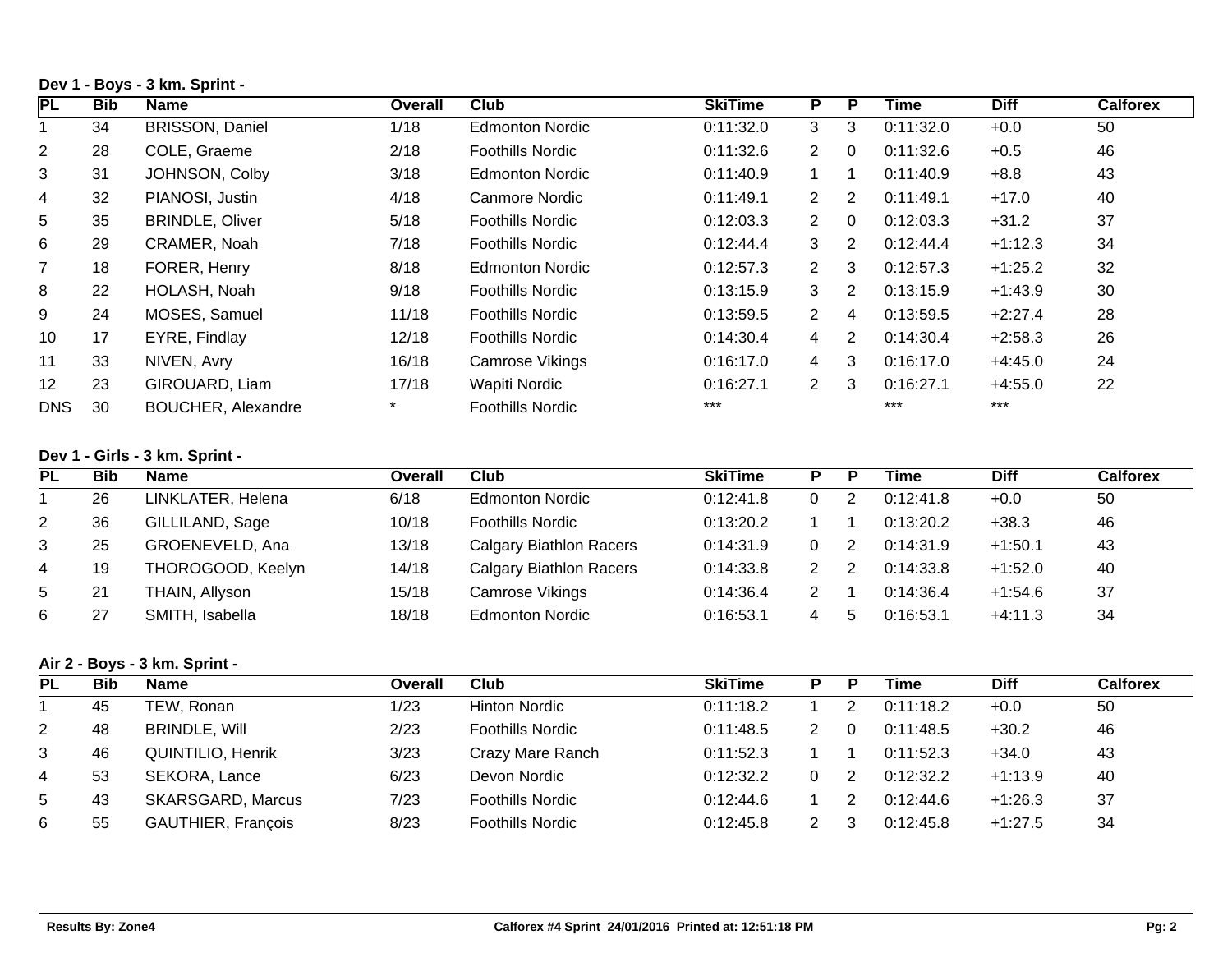**Dev 1 - Boys - 3 km. Sprint -**

| PL | Bib | Name | Overall | Club | SkiTime | P | P | Time | Diff | Calforex |
|---|---|---|---|---|---|---|---|---|---|---|
| 1 | 34 | BRISSON, Daniel | 1/18 | Edmonton Nordic | 0:11:32.0 | 3 | 3 | 0:11:32.0 | +0.0 | 50 |
| 2 | 28 | COLE, Graeme | 2/18 | Foothills Nordic | 0:11:32.6 | 2 | 0 | 0:11:32.6 | +0.5 | 46 |
| 3 | 31 | JOHNSON, Colby | 3/18 | Edmonton Nordic | 0:11:40.9 | 1 | 1 | 0:11:40.9 | +8.8 | 43 |
| 4 | 32 | PIANOSI, Justin | 4/18 | Canmore Nordic | 0:11:49.1 | 2 | 2 | 0:11:49.1 | +17.0 | 40 |
| 5 | 35 | BRINDLE, Oliver | 5/18 | Foothills Nordic | 0:12:03.3 | 2 | 0 | 0:12:03.3 | +31.2 | 37 |
| 6 | 29 | CRAMER, Noah | 7/18 | Foothills Nordic | 0:12:44.4 | 3 | 2 | 0:12:44.4 | +1:12.3 | 34 |
| 7 | 18 | FORER, Henry | 8/18 | Edmonton Nordic | 0:12:57.3 | 2 | 3 | 0:12:57.3 | +1:25.2 | 32 |
| 8 | 22 | HOLASH, Noah | 9/18 | Foothills Nordic | 0:13:15.9 | 3 | 2 | 0:13:15.9 | +1:43.9 | 30 |
| 9 | 24 | MOSES, Samuel | 11/18 | Foothills Nordic | 0:13:59.5 | 2 | 4 | 0:13:59.5 | +2:27.4 | 28 |
| 10 | 17 | EYRE, Findlay | 12/18 | Foothills Nordic | 0:14:30.4 | 4 | 2 | 0:14:30.4 | +2:58.3 | 26 |
| 11 | 33 | NIVEN, Avry | 16/18 | Camrose Vikings | 0:16:17.0 | 4 | 3 | 0:16:17.0 | +4:45.0 | 24 |
| 12 | 23 | GIROUARD, Liam | 17/18 | Wapiti Nordic | 0:16:27.1 | 2 | 3 | 0:16:27.1 | +4:55.0 | 22 |
| DNS | 30 | BOUCHER, Alexandre | * | Foothills Nordic | *** | | | *** | *** | |

**Dev 1 - Girls - 3 km. Sprint -**

| PL | Bib | Name | Overall | Club | SkiTime | P | P | Time | Diff | Calforex |
|---|---|---|---|---|---|---|---|---|---|---|
| 1 | 26 | LINKLATER, Helena | 6/18 | Edmonton Nordic | 0:12:41.8 | 0 | 2 | 0:12:41.8 | +0.0 | 50 |
| 2 | 36 | GILLILAND, Sage | 10/18 | Foothills Nordic | 0:13:20.2 | 1 | 1 | 0:13:20.2 | +38.3 | 46 |
| 3 | 25 | GROENEVELD, Ana | 13/18 | Calgary Biathlon Racers | 0:14:31.9 | 0 | 2 | 0:14:31.9 | +1:50.1 | 43 |
| 4 | 19 | THOROGOOD, Keelyn | 14/18 | Calgary Biathlon Racers | 0:14:33.8 | 2 | 2 | 0:14:33.8 | +1:52.0 | 40 |
| 5 | 21 | THAIN, Allyson | 15/18 | Camrose Vikings | 0:14:36.4 | 2 | 1 | 0:14:36.4 | +1:54.6 | 37 |
| 6 | 27 | SMITH, Isabella | 18/18 | Edmonton Nordic | 0:16:53.1 | 4 | 5 | 0:16:53.1 | +4:11.3 | 34 |

**Air 2 - Boys - 3 km. Sprint -**

| PL | Bib | Name | Overall | Club | SkiTime | P | P | Time | Diff | Calforex |
|---|---|---|---|---|---|---|---|---|---|---|
| 1 | 45 | TEW, Ronan | 1/23 | Hinton Nordic | 0:11:18.2 | 1 | 2 | 0:11:18.2 | +0.0 | 50 |
| 2 | 48 | BRINDLE, Will | 2/23 | Foothills Nordic | 0:11:48.5 | 2 | 0 | 0:11:48.5 | +30.2 | 46 |
| 3 | 46 | QUINTILIO, Henrik | 3/23 | Crazy Mare Ranch | 0:11:52.3 | 1 | 1 | 0:11:52.3 | +34.0 | 43 |
| 4 | 53 | SEKORA, Lance | 6/23 | Devon Nordic | 0:12:32.2 | 0 | 2 | 0:12:32.2 | +1:13.9 | 40 |
| 5 | 43 | SKARSGARD, Marcus | 7/23 | Foothills Nordic | 0:12:44.6 | 1 | 2 | 0:12:44.6 | +1:26.3 | 37 |
| 6 | 55 | GAUTHIER, François | 8/23 | Foothills Nordic | 0:12:45.8 | 2 | 3 | 0:12:45.8 | +1:27.5 | 34 |

Results By: Zone4 | Calforex #4 Sprint 24/01/2016 Printed at: 12:51:18 PM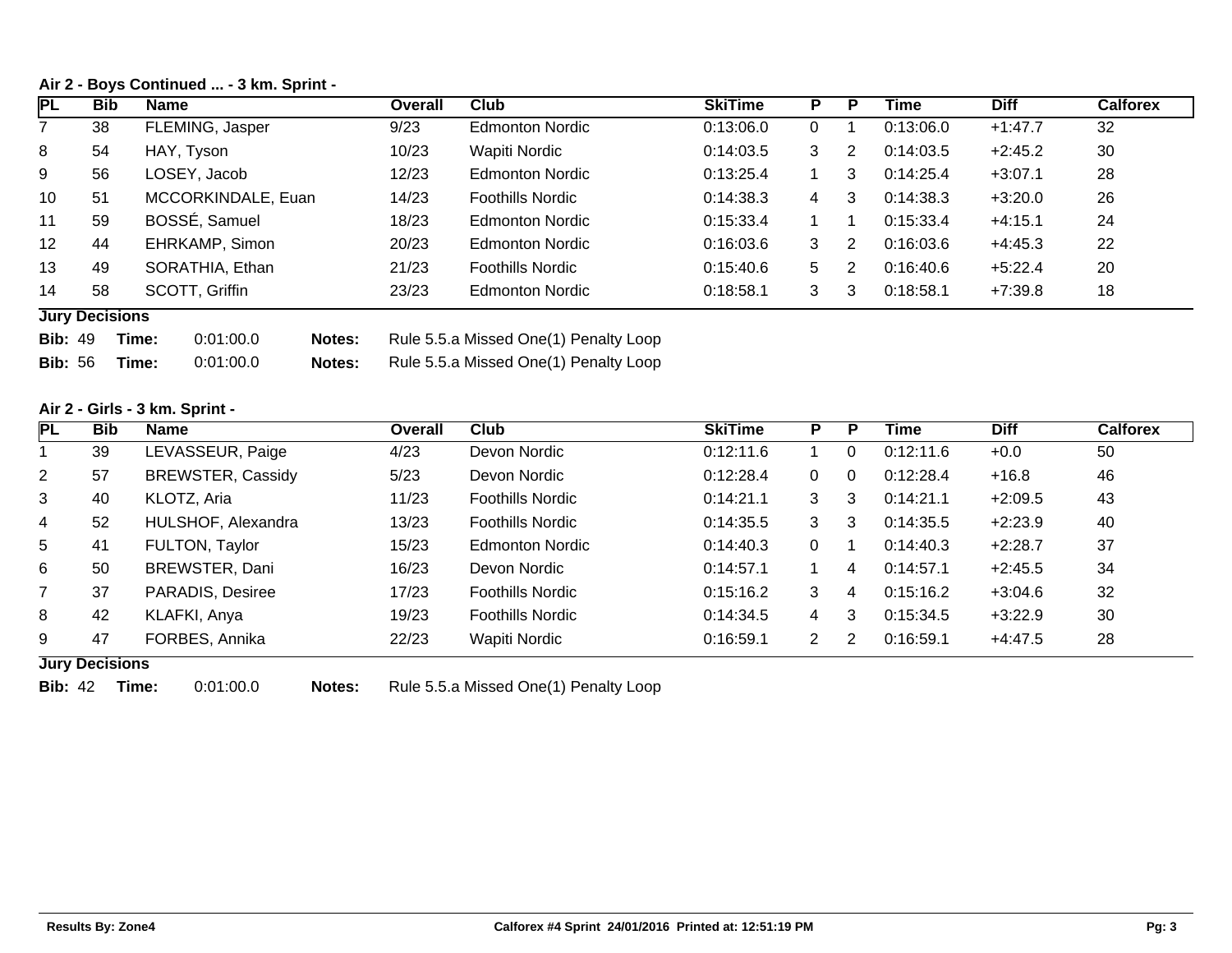### Air 2 - Boys Continued ... - 3 km. Sprint -

| PL | Bib | Name | Overall | Club | SkiTime | P | P | Time | Diff | Calforex |
|---|---|---|---|---|---|---|---|---|---|---|
| 7 | 38 | FLEMING, Jasper | 9/23 | Edmonton Nordic | 0:13:06.0 | 0 | 1 | 0:13:06.0 | +1:47.7 | 32 |
| 8 | 54 | HAY, Tyson | 10/23 | Wapiti Nordic | 0:14:03.5 | 3 | 2 | 0:14:03.5 | +2:45.2 | 30 |
| 9 | 56 | LOSEY, Jacob | 12/23 | Edmonton Nordic | 0:13:25.4 | 1 | 3 | 0:14:25.4 | +3:07.1 | 28 |
| 10 | 51 | MCCORKINDALE, Euan | 14/23 | Foothills Nordic | 0:14:38.3 | 4 | 3 | 0:14:38.3 | +3:20.0 | 26 |
| 11 | 59 | BOSSÉ, Samuel | 18/23 | Edmonton Nordic | 0:15:33.4 | 1 | 1 | 0:15:33.4 | +4:15.1 | 24 |
| 12 | 44 | EHRKAMP, Simon | 20/23 | Edmonton Nordic | 0:16:03.6 | 3 | 2 | 0:16:03.6 | +4:45.3 | 22 |
| 13 | 49 | SORATHIA, Ethan | 21/23 | Foothills Nordic | 0:15:40.6 | 5 | 2 | 0:16:40.6 | +5:22.4 | 20 |
| 14 | 58 | SCOTT, Griffin | 23/23 | Edmonton Nordic | 0:18:58.1 | 3 | 3 | 0:18:58.1 | +7:39.8 | 18 |

**Jury Decisions**

**Bib:** 49 **Time:** 0:01:00.0 **Notes:** Rule 5.5.a Missed One(1) Penalty Loop

**Bib:** 56 **Time:** 0:01:00.0 **Notes:** Rule 5.5.a Missed One(1) Penalty Loop

### Air 2 - Girls - 3 km. Sprint -

| PL | Bib | Name | Overall | Club | SkiTime | P | P | Time | Diff | Calforex |
|---|---|---|---|---|---|---|---|---|---|---|
| 1 | 39 | LEVASSEUR, Paige | 4/23 | Devon Nordic | 0:12:11.6 | 1 | 0 | 0:12:11.6 | +0.0 | 50 |
| 2 | 57 | BREWSTER, Cassidy | 5/23 | Devon Nordic | 0:12:28.4 | 0 | 0 | 0:12:28.4 | +16.8 | 46 |
| 3 | 40 | KLOTZ, Aria | 11/23 | Foothills Nordic | 0:14:21.1 | 3 | 3 | 0:14:21.1 | +2:09.5 | 43 |
| 4 | 52 | HULSHOF, Alexandra | 13/23 | Foothills Nordic | 0:14:35.5 | 3 | 3 | 0:14:35.5 | +2:23.9 | 40 |
| 5 | 41 | FULTON, Taylor | 15/23 | Edmonton Nordic | 0:14:40.3 | 0 | 1 | 0:14:40.3 | +2:28.7 | 37 |
| 6 | 50 | BREWSTER, Dani | 16/23 | Devon Nordic | 0:14:57.1 | 1 | 4 | 0:14:57.1 | +2:45.5 | 34 |
| 7 | 37 | PARADIS, Desiree | 17/23 | Foothills Nordic | 0:15:16.2 | 3 | 4 | 0:15:16.2 | +3:04.6 | 32 |
| 8 | 42 | KLAFKI, Anya | 19/23 | Foothills Nordic | 0:14:34.5 | 4 | 3 | 0:15:34.5 | +3:22.9 | 30 |
| 9 | 47 | FORBES, Annika | 22/23 | Wapiti Nordic | 0:16:59.1 | 2 | 2 | 0:16:59.1 | +4:47.5 | 28 |

**Jury Decisions**

**Bib:** 42 **Time:** 0:01:00.0 **Notes:** Rule 5.5.a Missed One(1) Penalty Loop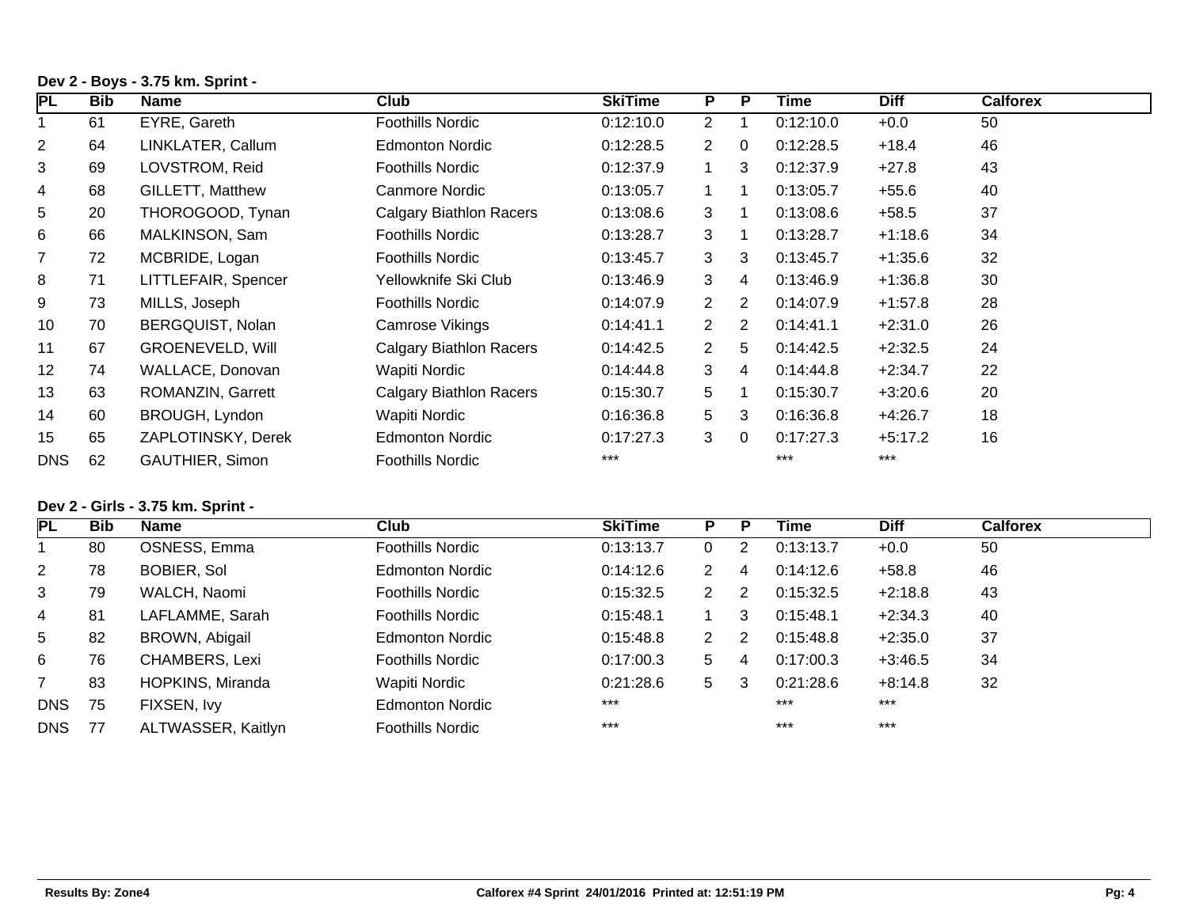**Dev 2 - Boys - 3.75 km. Sprint -**

| PL | Bib | Name | Club | SkiTime | P | P | Time | Diff | Calforex |
|---|---|---|---|---|---|---|---|---|---|
| 1 | 61 | EYRE, Gareth | Foothills Nordic | 0:12:10.0 | 2 | 1 | 0:12:10.0 | +0.0 | 50 |
| 2 | 64 | LINKLATER, Callum | Edmonton Nordic | 0:12:28.5 | 2 | 0 | 0:12:28.5 | +18.4 | 46 |
| 3 | 69 | LOVSTROM, Reid | Foothills Nordic | 0:12:37.9 | 1 | 3 | 0:12:37.9 | +27.8 | 43 |
| 4 | 68 | GILLETT, Matthew | Canmore Nordic | 0:13:05.7 | 1 | 1 | 0:13:05.7 | +55.6 | 40 |
| 5 | 20 | THOROGOOD, Tynan | Calgary Biathlon Racers | 0:13:08.6 | 3 | 1 | 0:13:08.6 | +58.5 | 37 |
| 6 | 66 | MALKINSON, Sam | Foothills Nordic | 0:13:28.7 | 3 | 1 | 0:13:28.7 | +1:18.6 | 34 |
| 7 | 72 | MCBRIDE, Logan | Foothills Nordic | 0:13:45.7 | 3 | 3 | 0:13:45.7 | +1:35.6 | 32 |
| 8 | 71 | LITTLEFAIR, Spencer | Yellowknife Ski Club | 0:13:46.9 | 3 | 4 | 0:13:46.9 | +1:36.8 | 30 |
| 9 | 73 | MILLS, Joseph | Foothills Nordic | 0:14:07.9 | 2 | 2 | 0:14:07.9 | +1:57.8 | 28 |
| 10 | 70 | BERGQUIST, Nolan | Camrose Vikings | 0:14:41.1 | 2 | 2 | 0:14:41.1 | +2:31.0 | 26 |
| 11 | 67 | GROENEVELD, Will | Calgary Biathlon Racers | 0:14:42.5 | 2 | 5 | 0:14:42.5 | +2:32.5 | 24 |
| 12 | 74 | WALLACE, Donovan | Wapiti Nordic | 0:14:44.8 | 3 | 4 | 0:14:44.8 | +2:34.7 | 22 |
| 13 | 63 | ROMANZIN, Garrett | Calgary Biathlon Racers | 0:15:30.7 | 5 | 1 | 0:15:30.7 | +3:20.6 | 20 |
| 14 | 60 | BROUGH, Lyndon | Wapiti Nordic | 0:16:36.8 | 5 | 3 | 0:16:36.8 | +4:26.7 | 18 |
| 15 | 65 | ZAPLOTINSKY, Derek | Edmonton Nordic | 0:17:27.3 | 3 | 0 | 0:17:27.3 | +5:17.2 | 16 |
| DNS | 62 | GAUTHIER, Simon | Foothills Nordic | *** | | | *** | *** | |

**Dev 2 - Girls - 3.75 km. Sprint -**

| PL | Bib | Name | Club | SkiTime | P | P | Time | Diff | Calforex |
|---|---|---|---|---|---|---|---|---|---|
| 1 | 80 | OSNESS, Emma | Foothills Nordic | 0:13:13.7 | 0 | 2 | 0:13:13.7 | +0.0 | 50 |
| 2 | 78 | BOBIER, Sol | Edmonton Nordic | 0:14:12.6 | 2 | 4 | 0:14:12.6 | +58.8 | 46 |
| 3 | 79 | WALCH, Naomi | Foothills Nordic | 0:15:32.5 | 2 | 2 | 0:15:32.5 | +2:18.8 | 43 |
| 4 | 81 | LAFLAMME, Sarah | Foothills Nordic | 0:15:48.1 | 1 | 3 | 0:15:48.1 | +2:34.3 | 40 |
| 5 | 82 | BROWN, Abigail | Edmonton Nordic | 0:15:48.8 | 2 | 2 | 0:15:48.8 | +2:35.0 | 37 |
| 6 | 76 | CHAMBERS, Lexi | Foothills Nordic | 0:17:00.3 | 5 | 4 | 0:17:00.3 | +3:46.5 | 34 |
| 7 | 83 | HOPKINS, Miranda | Wapiti Nordic | 0:21:28.6 | 5 | 3 | 0:21:28.6 | +8:14.8 | 32 |
| DNS | 75 | FIXSEN, Ivy | Edmonton Nordic | *** | | | *** | *** | |
| DNS | 77 | ALTWASSER, Kaitlyn | Foothills Nordic | *** | | | *** | *** | |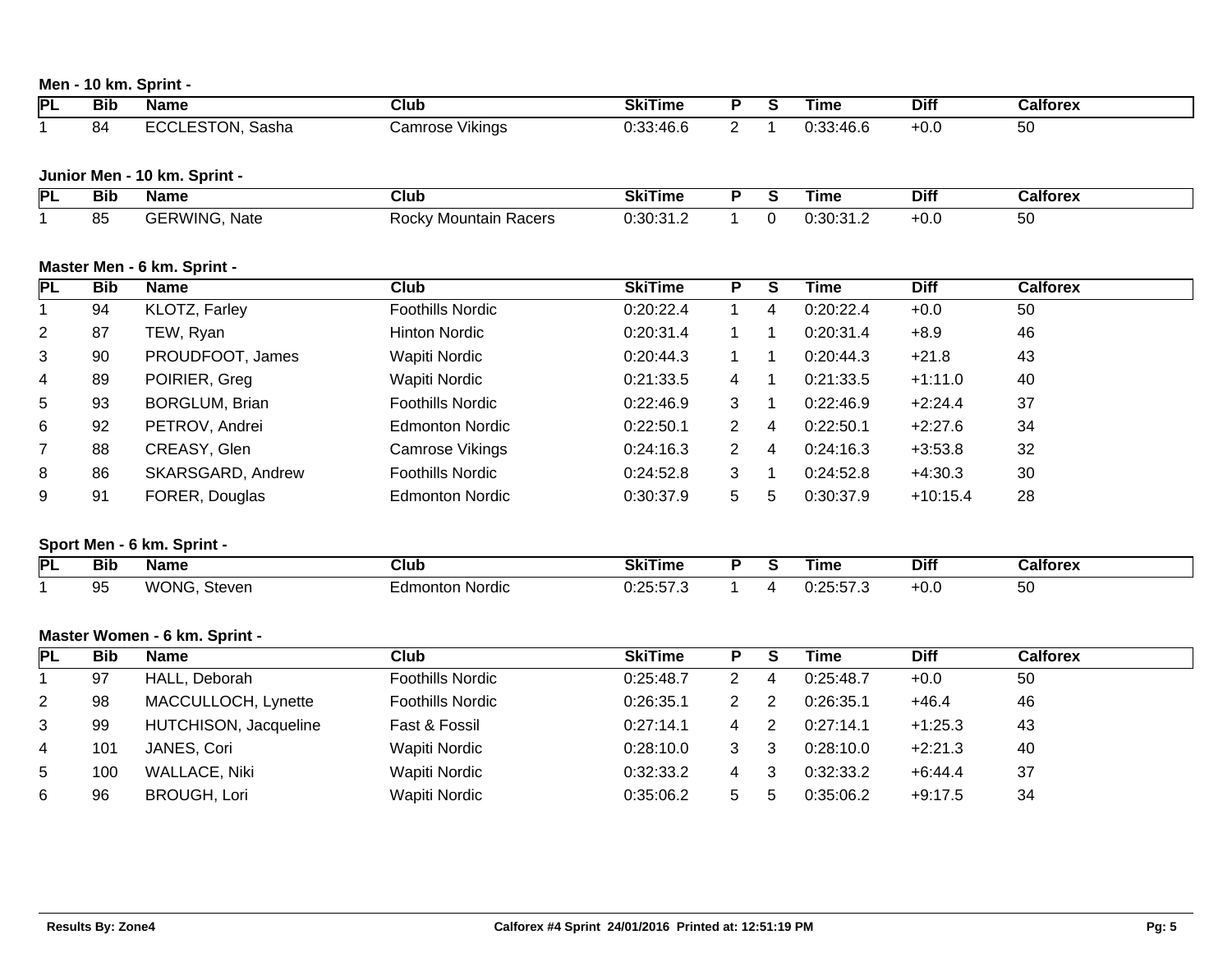### Men - 10 km. Sprint -

| PL | Bib | Name | Club | SkiTime | P | S | Time | Diff | Calforex |
|---|---|---|---|---|---|---|---|---|---|
| 1 | 84 | ECCLESTON, Sasha | Camrose Vikings | 0:33:46.6 | 2 | 1 | 0:33:46.6 | +0.0 | 50 |

### Junior Men - 10 km. Sprint -

| PL | Bib | Name | Club | SkiTime | P | S | Time | Diff | Calforex |
|---|---|---|---|---|---|---|---|---|---|
| 1 | 85 | GERWING, Nate | Rocky Mountain Racers | 0:30:31.2 | 1 | 0 | 0:30:31.2 | +0.0 | 50 |

### Master Men - 6 km. Sprint -

| PL | Bib | Name | Club | SkiTime | P | S | Time | Diff | Calforex |
|---|---|---|---|---|---|---|---|---|---|
| 1 | 94 | KLOTZ, Farley | Foothills Nordic | 0:20:22.4 | 1 | 4 | 0:20:22.4 | +0.0 | 50 |
| 2 | 87 | TEW, Ryan | Hinton Nordic | 0:20:31.4 | 1 | 1 | 0:20:31.4 | +8.9 | 46 |
| 3 | 90 | PROUDFOOT, James | Wapiti Nordic | 0:20:44.3 | 1 | 1 | 0:20:44.3 | +21.8 | 43 |
| 4 | 89 | POIRIER, Greg | Wapiti Nordic | 0:21:33.5 | 4 | 1 | 0:21:33.5 | +1:11.0 | 40 |
| 5 | 93 | BORGLUM, Brian | Foothills Nordic | 0:22:46.9 | 3 | 1 | 0:22:46.9 | +2:24.4 | 37 |
| 6 | 92 | PETROV, Andrei | Edmonton Nordic | 0:22:50.1 | 2 | 4 | 0:22:50.1 | +2:27.6 | 34 |
| 7 | 88 | CREASY, Glen | Camrose Vikings | 0:24:16.3 | 2 | 4 | 0:24:16.3 | +3:53.8 | 32 |
| 8 | 86 | SKARSGARD, Andrew | Foothills Nordic | 0:24:52.8 | 3 | 1 | 0:24:52.8 | +4:30.3 | 30 |
| 9 | 91 | FORER, Douglas | Edmonton Nordic | 0:30:37.9 | 5 | 5 | 0:30:37.9 | +10:15.4 | 28 |

### Sport Men - 6 km. Sprint -

| PL | Bib | Name | Club | SkiTime | P | S | Time | Diff | Calforex |
|---|---|---|---|---|---|---|---|---|---|
| 1 | 95 | WONG, Steven | Edmonton Nordic | 0:25:57.3 | 1 | 4 | 0:25:57.3 | +0.0 | 50 |

### Master Women - 6 km. Sprint -

| PL | Bib | Name | Club | SkiTime | P | S | Time | Diff | Calforex |
|---|---|---|---|---|---|---|---|---|---|
| 1 | 97 | HALL, Deborah | Foothills Nordic | 0:25:48.7 | 2 | 4 | 0:25:48.7 | +0.0 | 50 |
| 2 | 98 | MACCULLOCH, Lynette | Foothills Nordic | 0:26:35.1 | 2 | 2 | 0:26:35.1 | +46.4 | 46 |
| 3 | 99 | HUTCHISON, Jacqueline | Fast & Fossil | 0:27:14.1 | 4 | 2 | 0:27:14.1 | +1:25.3 | 43 |
| 4 | 101 | JANES, Cori | Wapiti Nordic | 0:28:10.0 | 3 | 3 | 0:28:10.0 | +2:21.3 | 40 |
| 5 | 100 | WALLACE, Niki | Wapiti Nordic | 0:32:33.2 | 4 | 3 | 0:32:33.2 | +6:44.4 | 37 |
| 6 | 96 | BROUGH, Lori | Wapiti Nordic | 0:35:06.2 | 5 | 5 | 0:35:06.2 | +9:17.5 | 34 |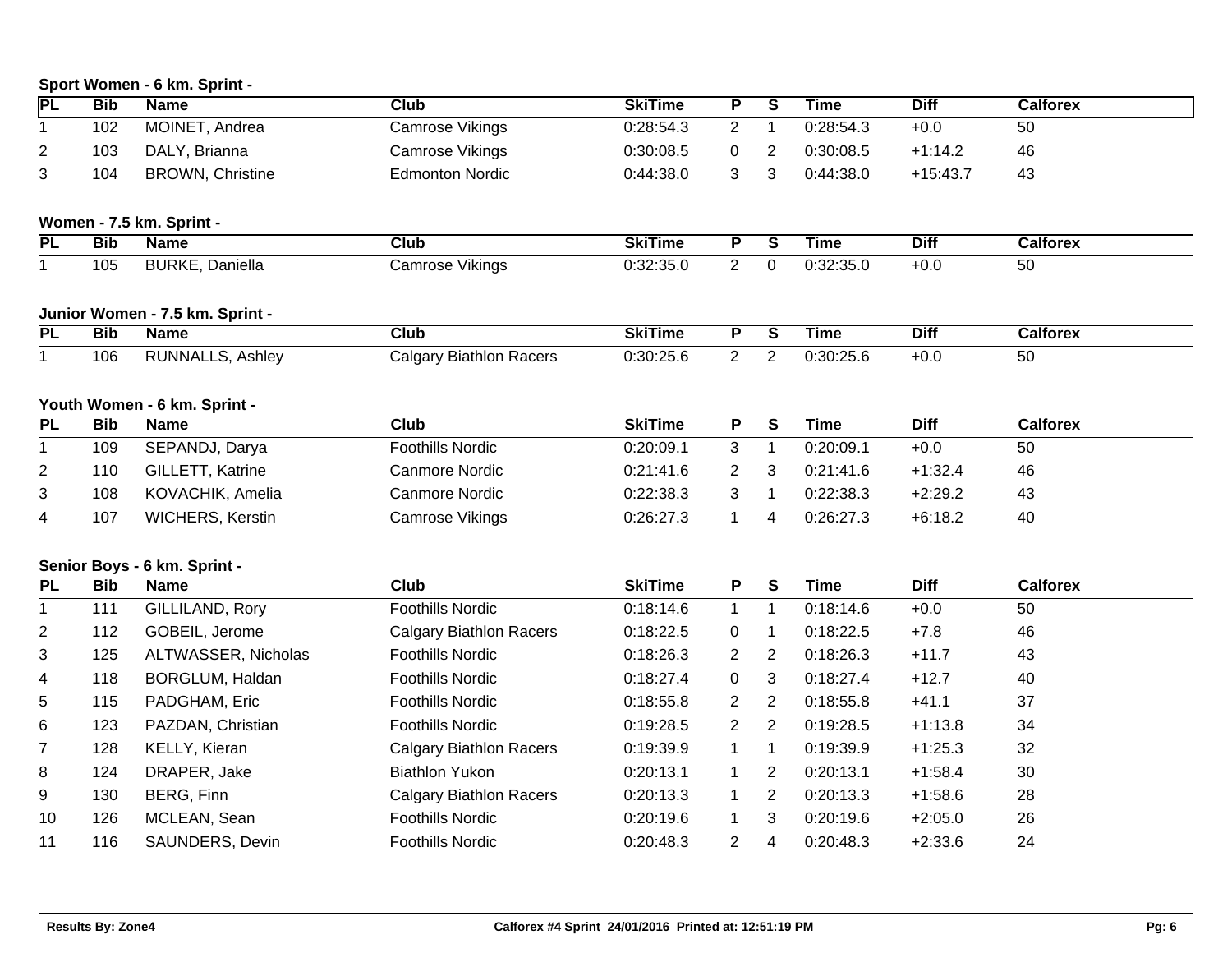### Sport Women - 6 km. Sprint -

| PL | Bib | Name | Club | SkiTime | P | S | Time | Diff | Calforex |
|---|---|---|---|---|---|---|---|---|---|
| 1 | 102 | MOINET, Andrea | Camrose Vikings | 0:28:54.3 | 2 | 1 | 0:28:54.3 | +0.0 | 50 |
| 2 | 103 | DALY, Brianna | Camrose Vikings | 0:30:08.5 | 0 | 2 | 0:30:08.5 | +1:14.2 | 46 |
| 3 | 104 | BROWN, Christine | Edmonton Nordic | 0:44:38.0 | 3 | 3 | 0:44:38.0 | +15:43.7 | 43 |

### Women - 7.5 km. Sprint -

| PL | Bib | Name | Club | SkiTime | P | S | Time | Diff | Calforex |
|---|---|---|---|---|---|---|---|---|---|
| 1 | 105 | BURKE, Daniella | Camrose Vikings | 0:32:35.0 | 2 | 0 | 0:32:35.0 | +0.0 | 50 |

### Junior Women - 7.5 km. Sprint -

| PL | Bib | Name | Club | SkiTime | P | S | Time | Diff | Calforex |
|---|---|---|---|---|---|---|---|---|---|
| 1 | 106 | RUNNALLS, Ashley | Calgary Biathlon Racers | 0:30:25.6 | 2 | 2 | 0:30:25.6 | +0.0 | 50 |

### Youth Women - 6 km. Sprint -

| PL | Bib | Name | Club | SkiTime | P | S | Time | Diff | Calforex |
|---|---|---|---|---|---|---|---|---|---|
| 1 | 109 | SEPANDJ, Darya | Foothills Nordic | 0:20:09.1 | 3 | 1 | 0:20:09.1 | +0.0 | 50 |
| 2 | 110 | GILLETT, Katrine | Canmore Nordic | 0:21:41.6 | 2 | 3 | 0:21:41.6 | +1:32.4 | 46 |
| 3 | 108 | KOVACHIK, Amelia | Canmore Nordic | 0:22:38.3 | 3 | 1 | 0:22:38.3 | +2:29.2 | 43 |
| 4 | 107 | WICHERS, Kerstin | Camrose Vikings | 0:26:27.3 | 1 | 4 | 0:26:27.3 | +6:18.2 | 40 |

### Senior Boys - 6 km. Sprint -

| PL | Bib | Name | Club | SkiTime | P | S | Time | Diff | Calforex |
|---|---|---|---|---|---|---|---|---|---|
| 1 | 111 | GILLILAND, Rory | Foothills Nordic | 0:18:14.6 | 1 | 1 | 0:18:14.6 | +0.0 | 50 |
| 2 | 112 | GOBEIL, Jerome | Calgary Biathlon Racers | 0:18:22.5 | 0 | 1 | 0:18:22.5 | +7.8 | 46 |
| 3 | 125 | ALTWASSER, Nicholas | Foothills Nordic | 0:18:26.3 | 2 | 2 | 0:18:26.3 | +11.7 | 43 |
| 4 | 118 | BORGLUM, Haldan | Foothills Nordic | 0:18:27.4 | 0 | 3 | 0:18:27.4 | +12.7 | 40 |
| 5 | 115 | PADGHAM, Eric | Foothills Nordic | 0:18:55.8 | 2 | 2 | 0:18:55.8 | +41.1 | 37 |
| 6 | 123 | PAZDAN, Christian | Foothills Nordic | 0:19:28.5 | 2 | 2 | 0:19:28.5 | +1:13.8 | 34 |
| 7 | 128 | KELLY, Kieran | Calgary Biathlon Racers | 0:19:39.9 | 1 | 1 | 0:19:39.9 | +1:25.3 | 32 |
| 8 | 124 | DRAPER, Jake | Biathlon Yukon | 0:20:13.1 | 1 | 2 | 0:20:13.1 | +1:58.4 | 30 |
| 9 | 130 | BERG, Finn | Calgary Biathlon Racers | 0:20:13.3 | 1 | 2 | 0:20:13.3 | +1:58.6 | 28 |
| 10 | 126 | MCLEAN, Sean | Foothills Nordic | 0:20:19.6 | 1 | 3 | 0:20:19.6 | +2:05.0 | 26 |
| 11 | 116 | SAUNDERS, Devin | Foothills Nordic | 0:20:48.3 | 2 | 4 | 0:20:48.3 | +2:33.6 | 24 |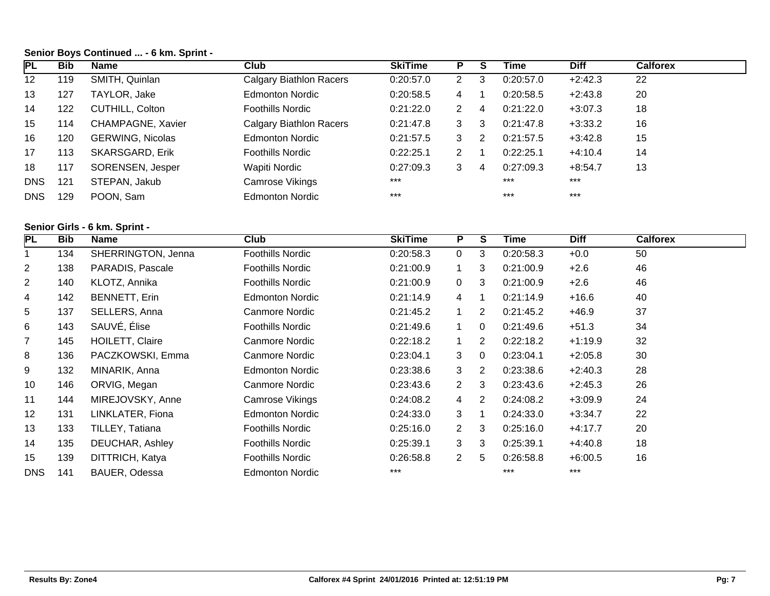### Senior Boys Continued ... - 6 km. Sprint -

| PL | Bib | Name | Club | SkiTime | P | S | Time | Diff | Calforex |
|---|---|---|---|---|---|---|---|---|---|
| 12 | 119 | SMITH, Quinlan | Calgary Biathlon Racers | 0:20:57.0 | 2 | 3 | 0:20:57.0 | +2:42.3 | 22 |
| 13 | 127 | TAYLOR, Jake | Edmonton Nordic | 0:20:58.5 | 4 | 1 | 0:20:58.5 | +2:43.8 | 20 |
| 14 | 122 | CUTHILL, Colton | Foothills Nordic | 0:21:22.0 | 2 | 4 | 0:21:22.0 | +3:07.3 | 18 |
| 15 | 114 | CHAMPAGNE, Xavier | Calgary Biathlon Racers | 0:21:47.8 | 3 | 3 | 0:21:47.8 | +3:33.2 | 16 |
| 16 | 120 | GERWING, Nicolas | Edmonton Nordic | 0:21:57.5 | 3 | 2 | 0:21:57.5 | +3:42.8 | 15 |
| 17 | 113 | SKARSGARD, Erik | Foothills Nordic | 0:22:25.1 | 2 | 1 | 0:22:25.1 | +4:10.4 | 14 |
| 18 | 117 | SORENSEN, Jesper | Wapiti Nordic | 0:27:09.3 | 3 | 4 | 0:27:09.3 | +8:54.7 | 13 |
| DNS | 121 | STEPAN, Jakub | Camrose Vikings | *** | | | *** | *** | |
| DNS | 129 | POON, Sam | Edmonton Nordic | *** | | | *** | *** | |

### Senior Girls - 6 km. Sprint -

| PL | Bib | Name | Club | SkiTime | P | S | Time | Diff | Calforex |
|---|---|---|---|---|---|---|---|---|---|
| 1 | 134 | SHERRINGTON, Jenna | Foothills Nordic | 0:20:58.3 | 0 | 3 | 0:20:58.3 | +0.0 | 50 |
| 2 | 138 | PARADIS, Pascale | Foothills Nordic | 0:21:00.9 | 1 | 3 | 0:21:00.9 | +2.6 | 46 |
| 2 | 140 | KLOTZ, Annika | Foothills Nordic | 0:21:00.9 | 0 | 3 | 0:21:00.9 | +2.6 | 46 |
| 4 | 142 | BENNETT, Erin | Edmonton Nordic | 0:21:14.9 | 4 | 1 | 0:21:14.9 | +16.6 | 40 |
| 5 | 137 | SELLERS, Anna | Canmore Nordic | 0:21:45.2 | 1 | 2 | 0:21:45.2 | +46.9 | 37 |
| 6 | 143 | SAUVÉ, Élise | Foothills Nordic | 0:21:49.6 | 1 | 0 | 0:21:49.6 | +51.3 | 34 |
| 7 | 145 | HOILETT, Claire | Canmore Nordic | 0:22:18.2 | 1 | 2 | 0:22:18.2 | +1:19.9 | 32 |
| 8 | 136 | PACZKOWSKI, Emma | Canmore Nordic | 0:23:04.1 | 3 | 0 | 0:23:04.1 | +2:05.8 | 30 |
| 9 | 132 | MINARIK, Anna | Edmonton Nordic | 0:23:38.6 | 3 | 2 | 0:23:38.6 | +2:40.3 | 28 |
| 10 | 146 | ORVIG, Megan | Canmore Nordic | 0:23:43.6 | 2 | 3 | 0:23:43.6 | +2:45.3 | 26 |
| 11 | 144 | MIREJOVSKY, Anne | Camrose Vikings | 0:24:08.2 | 4 | 2 | 0:24:08.2 | +3:09.9 | 24 |
| 12 | 131 | LINKLATER, Fiona | Edmonton Nordic | 0:24:33.0 | 3 | 1 | 0:24:33.0 | +3:34.7 | 22 |
| 13 | 133 | TILLEY, Tatiana | Foothills Nordic | 0:25:16.0 | 2 | 3 | 0:25:16.0 | +4:17.7 | 20 |
| 14 | 135 | DEUCHAR, Ashley | Foothills Nordic | 0:25:39.1 | 3 | 3 | 0:25:39.1 | +4:40.8 | 18 |
| 15 | 139 | DITTRICH, Katya | Foothills Nordic | 0:26:58.8 | 2 | 5 | 0:26:58.8 | +6:00.5 | 16 |
| DNS | 141 | BAUER, Odessa | Edmonton Nordic | *** | | | *** | *** | |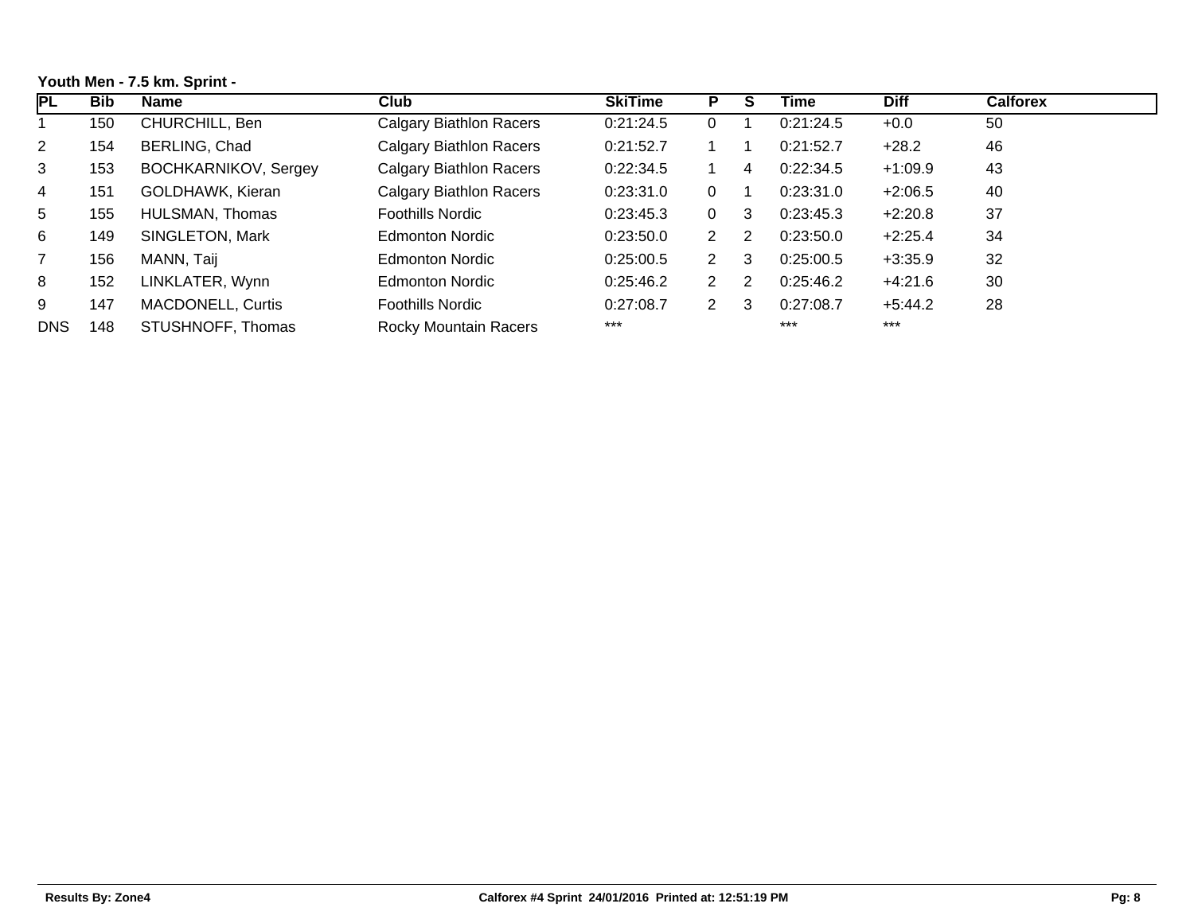**Youth Men - 7.5 km. Sprint -**

| PL | Bib | Name | Club | SkiTime | P | S | Time | Diff | Calforex |
|---|---|---|---|---|---|---|---|---|---|
| 1 | 150 | CHURCHILL, Ben | Calgary Biathlon Racers | 0:21:24.5 | 0 | 1 | 0:21:24.5 | +0.0 | 50 |
| 2 | 154 | BERLING, Chad | Calgary Biathlon Racers | 0:21:52.7 | 1 | 1 | 0:21:52.7 | +28.2 | 46 |
| 3 | 153 | BOCHKARNIKOV, Sergey | Calgary Biathlon Racers | 0:22:34.5 | 1 | 4 | 0:22:34.5 | +1:09.9 | 43 |
| 4 | 151 | GOLDHAWK, Kieran | Calgary Biathlon Racers | 0:23:31.0 | 0 | 1 | 0:23:31.0 | +2:06.5 | 40 |
| 5 | 155 | HULSMAN, Thomas | Foothills Nordic | 0:23:45.3 | 0 | 3 | 0:23:45.3 | +2:20.8 | 37 |
| 6 | 149 | SINGLETON, Mark | Edmonton Nordic | 0:23:50.0 | 2 | 2 | 0:23:50.0 | +2:25.4 | 34 |
| 7 | 156 | MANN, Taij | Edmonton Nordic | 0:25:00.5 | 2 | 3 | 0:25:00.5 | +3:35.9 | 32 |
| 8 | 152 | LINKLATER, Wynn | Edmonton Nordic | 0:25:46.2 | 2 | 2 | 0:25:46.2 | +4:21.6 | 30 |
| 9 | 147 | MACDONELL, Curtis | Foothills Nordic | 0:27:08.7 | 2 | 3 | 0:27:08.7 | +5:44.2 | 28 |
| DNS | 148 | STUSHNOFF, Thomas | Rocky Mountain Racers | *** | | | *** | *** | |

Results By: Zone4 — Calforex #4 Sprint 24/01/2016 Printed at: 12:51:19 PM